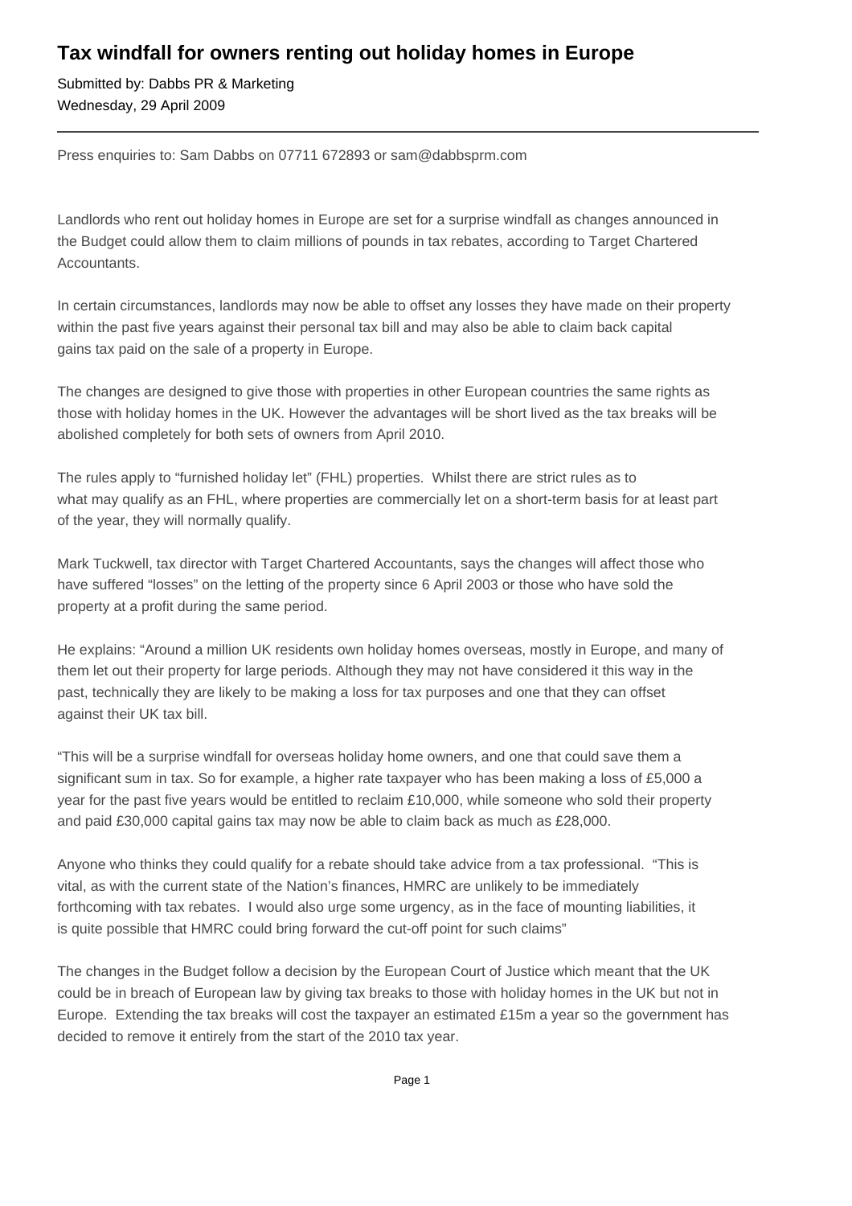# Tax windfall for owners renting out holiday homes in Europe

Submitted by: Dabbs PR & Marketing
Wednesday, 29 April 2009

---

Press enquiries to: Sam Dabbs on 07711 672893 or sam@dabbsprm.com

Landlords who rent out holiday homes in Europe are set for a surprise windfall as changes announced in the Budget could allow them to claim millions of pounds in tax rebates, according to Target Chartered Accountants.

In certain circumstances, landlords may now be able to offset any losses they have made on their property within the past five years against their personal tax bill and may also be able to claim back capital gains tax paid on the sale of a property in Europe.

The changes are designed to give those with properties in other European countries the same rights as those with holiday homes in the UK. However the advantages will be short lived as the tax breaks will be abolished completely for both sets of owners from April 2010.

The rules apply to "furnished holiday let" (FHL) properties. Whilst there are strict rules as to what may qualify as an FHL, where properties are commercially let on a short-term basis for at least part of the year, they will normally qualify.

Mark Tuckwell, tax director with Target Chartered Accountants, says the changes will affect those who have suffered "losses" on the letting of the property since 6 April 2003 or those who have sold the property at a profit during the same period.

He explains: "Around a million UK residents own holiday homes overseas, mostly in Europe, and many of them let out their property for large periods. Although they may not have considered it this way in the past, technically they are likely to be making a loss for tax purposes and one that they can offset against their UK tax bill.

"This will be a surprise windfall for overseas holiday home owners, and one that could save them a significant sum in tax. So for example, a higher rate taxpayer who has been making a loss of £5,000 a year for the past five years would be entitled to reclaim £10,000, while someone who sold their property and paid £30,000 capital gains tax may now be able to claim back as much as £28,000.

Anyone who thinks they could qualify for a rebate should take advice from a tax professional. "This is vital, as with the current state of the Nation's finances, HMRC are unlikely to be immediately forthcoming with tax rebates. I would also urge some urgency, as in the face of mounting liabilities, it is quite possible that HMRC could bring forward the cut-off point for such claims"

The changes in the Budget follow a decision by the European Court of Justice which meant that the UK could be in breach of European law by giving tax breaks to those with holiday homes in the UK but not in Europe. Extending the tax breaks will cost the taxpayer an estimated £15m a year so the government has decided to remove it entirely from the start of the 2010 tax year.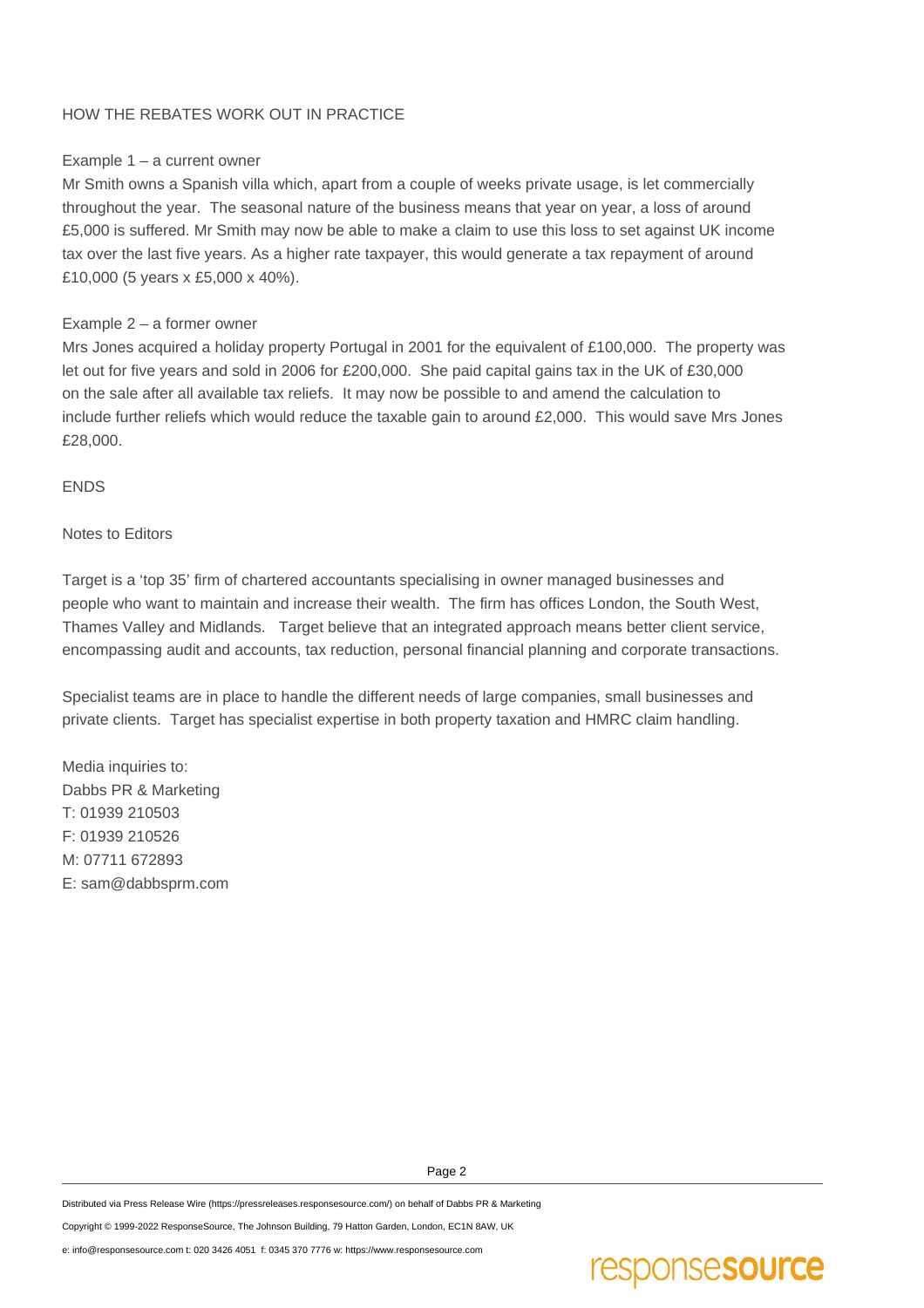HOW THE REBATES WORK OUT IN PRACTICE

Example 1 – a current owner

Mr Smith owns a Spanish villa which, apart from a couple of weeks private usage, is let commercially throughout the year. The seasonal nature of the business means that year on year, a loss of around £5,000 is suffered. Mr Smith may now be able to make a claim to use this loss to set against UK income tax over the last five years. As a higher rate taxpayer, this would generate a tax repayment of around £10,000 (5 years x £5,000 x 40%).

Example 2 – a former owner

Mrs Jones acquired a holiday property Portugal in 2001 for the equivalent of £100,000. The property was let out for five years and sold in 2006 for £200,000. She paid capital gains tax in the UK of £30,000 on the sale after all available tax reliefs. It may now be possible to and amend the calculation to include further reliefs which would reduce the taxable gain to around £2,000. This would save Mrs Jones £28,000.

ENDS

Notes to Editors

Target is a 'top 35' firm of chartered accountants specialising in owner managed businesses and people who want to maintain and increase their wealth. The firm has offices London, the South West, Thames Valley and Midlands. Target believe that an integrated approach means better client service, encompassing audit and accounts, tax reduction, personal financial planning and corporate transactions.

Specialist teams are in place to handle the different needs of large companies, small businesses and private clients. Target has specialist expertise in both property taxation and HMRC claim handling.

Media inquiries to:
Dabbs PR & Marketing
T: 01939 210503
F: 01939 210526
M: 07711 672893
E: sam@dabbsprm.com